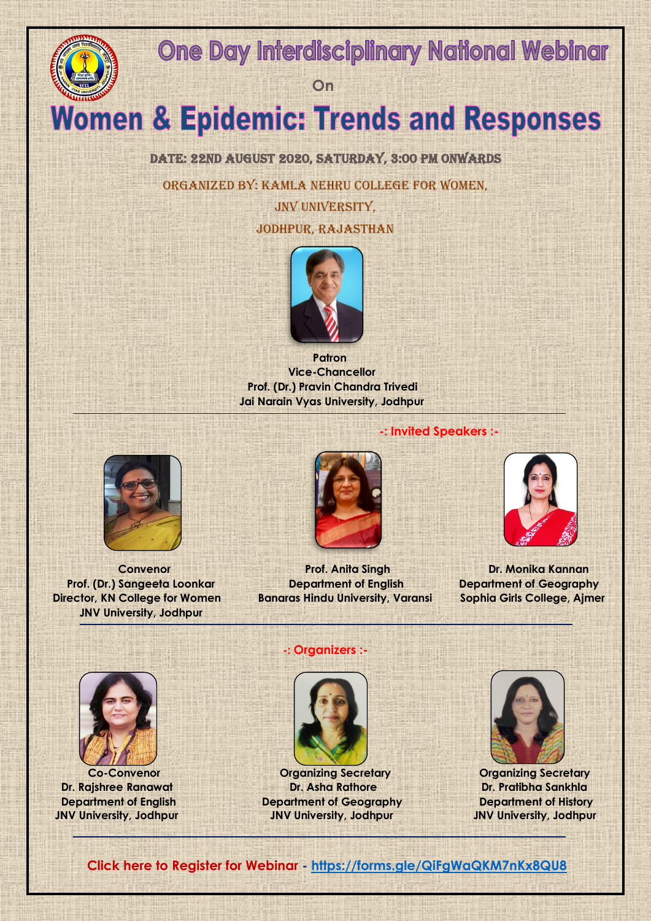# One Day Interdisciplinary National Webinar

On

# Women & Epidemic: Trends and Responses

DATE: 22ND AUGUST 2020, SATURDAY, 3:00 PM ONWARDS

ORGANIZED BY: KAMLA NEHRU COLLEGE FOR WOMEN,
JNV UNIVERSITY,
JODHPUR, RAJASTHAN

**Patron**
**Vice-Chancellor**
**Prof. (Dr.) Pravin Chandra Trivedi**
**Jai Narain Vyas University, Jodhpur**

## -: Invited Speakers :-

**Convenor**
**Prof. (Dr.) Sangeeta Loonkar**
**Director, KN College for Women**
**JNV University, Jodhpur**

**Prof. Anita Singh**
**Department of English**
**Banaras Hindu University, Varansi**

**Dr. Monika Kannan**
**Department of Geography**
**Sophia Girls College, Ajmer**

## -: Organizers :-

**Co-Convenor**
**Dr. Rajshree Ranawat**
**Department of English**
**JNV University, Jodhpur**

**Organizing Secretary**
**Dr. Asha Rathore**
**Department of Geography**
**JNV University, Jodhpur**

**Organizing Secretary**
**Dr. Pratibha Sankhla**
**Department of History**
**JNV University, Jodhpur**

**Click here to Register for Webinar - https://forms.gle/QiFgWaQKM7nKx8QU8**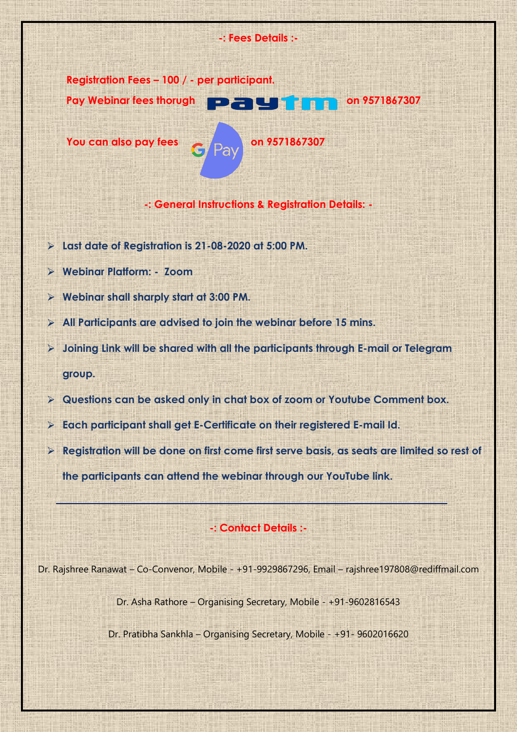## -: Fees Details :-

**Registration Fees – 100 / - per participant.**

**Pay Webinar fees thorugh Paytm on 9571867307**

**You can also pay fees G Pay on 9571867307**

## -: General Instructions & Registration Details: -

- **Last date of Registration is 21-08-2020 at 5:00 PM.**
- **Webinar Platform: - Zoom**
- **Webinar shall sharply start at 3:00 PM.**
- **All Participants are advised to join the webinar before 15 mins.**
- **Joining Link will be shared with all the participants through E-mail or Telegram group.**
- **Questions can be asked only in chat box of zoom or Youtube Comment box.**
- **Each participant shall get E-Certificate on their registered E-mail Id.**
- **Registration will be done on first come first serve basis, as seats are limited so rest of the participants can attend the webinar through our YouTube link.**

---

## -: Contact Details :-

Dr. Rajshree Ranawat – Co-Convenor, Mobile - +91-9929867296, Email – rajshree197808@rediffmail.com

Dr. Asha Rathore – Organising Secretary, Mobile - +91-9602816543

Dr. Pratibha Sankhla – Organising Secretary, Mobile - +91- 9602016620